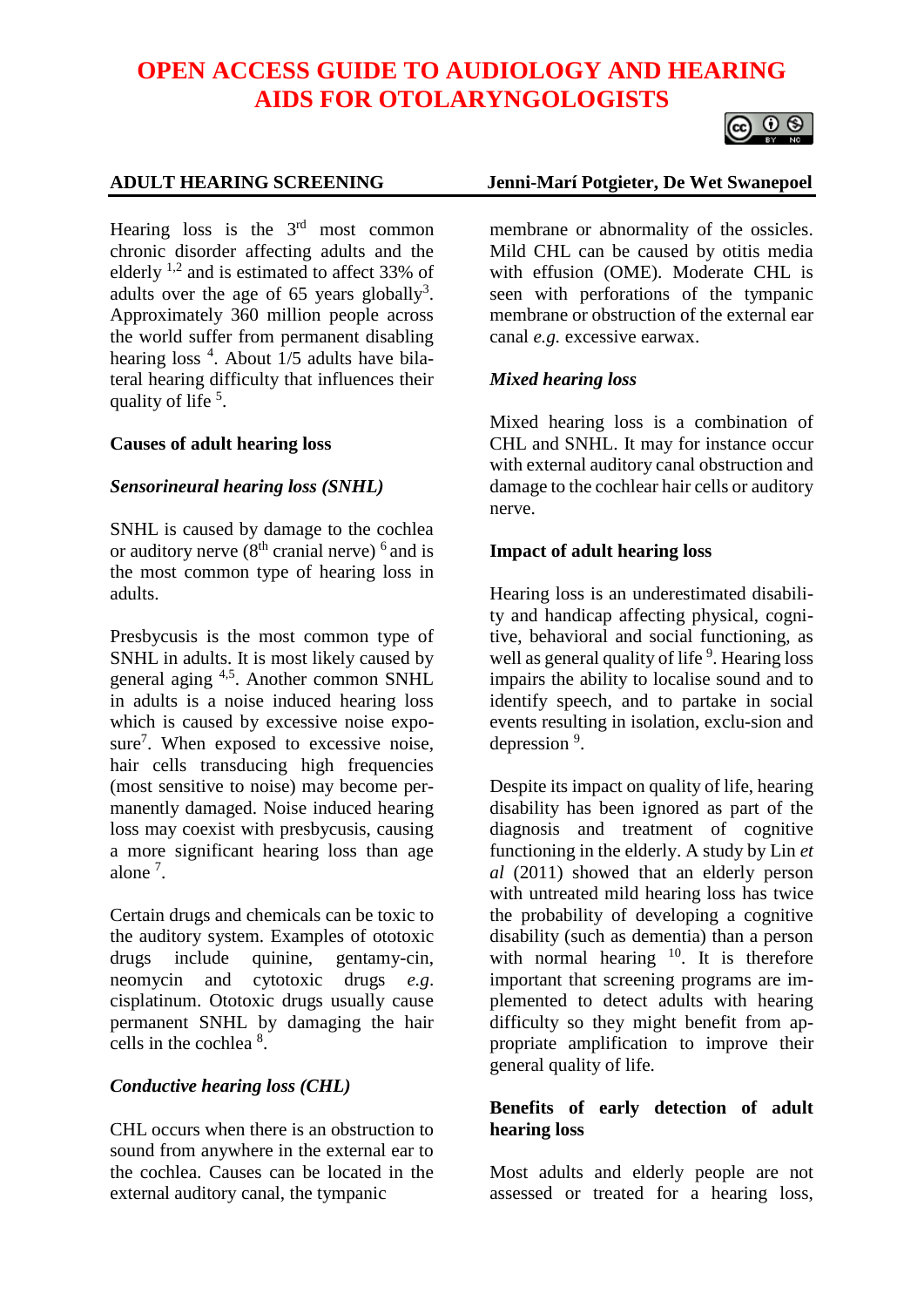# OPEN ACCESS GUIDE TO AUDIOLOGY AND HEARING AIDS FOR OTOLARYNGOLOGISTS

## ADULT HEARING SCREENING

**Jenni-Marí Potgieter, De Wet Swanepoel**

Hearing loss is the 3rd most common chronic disorder affecting adults and the elderly [1,2] and is estimated to affect 33% of adults over the age of 65 years globally[3]. Approximately 360 million people across the world suffer from permanent disabling hearing loss [4]. About 1/5 adults have bilateral hearing difficulty that influences their quality of life [5].

### Causes of adult hearing loss

#### *Sensorineural hearing loss (SNHL)*

SNHL is caused by damage to the cochlea or auditory nerve (8th cranial nerve) [6] and is the most common type of hearing loss in adults.

Presbycusis is the most common type of SNHL in adults. It is most likely caused by general aging [4,5]. Another common SNHL in adults is a noise induced hearing loss which is caused by excessive noise exposure[7]. When exposed to excessive noise, hair cells transducing high frequencies (most sensitive to noise) may become permanently damaged. Noise induced hearing loss may coexist with presbycusis, causing a more significant hearing loss than age alone [7].

Certain drugs and chemicals can be toxic to the auditory system. Examples of ototoxic drugs include quinine, gentamycin, neomycin and cytotoxic drugs *e.g.* cisplatinum. Ototoxic drugs usually cause permanent SNHL by damaging the hair cells in the cochlea [8].

#### *Conductive hearing loss (CHL)*

CHL occurs when there is an obstruction to sound from anywhere in the external ear to the cochlea. Causes can be located in the external auditory canal, the tympanic membrane or abnormality of the ossicles. Mild CHL can be caused by otitis media with effusion (OME). Moderate CHL is seen with perforations of the tympanic membrane or obstruction of the external ear canal *e.g.* excessive earwax.

#### *Mixed hearing loss*

Mixed hearing loss is a combination of CHL and SNHL. It may for instance occur with external auditory canal obstruction and damage to the cochlear hair cells or auditory nerve.

### Impact of adult hearing loss

Hearing loss is an underestimated disability and handicap affecting physical, cognitive, behavioral and social functioning, as well as general quality of life [9]. Hearing loss impairs the ability to localise sound and to identify speech, and to partake in social events resulting in isolation, exclu-sion and depression [9].

Despite its impact on quality of life, hearing disability has been ignored as part of the diagnosis and treatment of cognitive functioning in the elderly. A study by Lin *et al* (2011) showed that an elderly person with untreated mild hearing loss has twice the probability of developing a cognitive disability (such as dementia) than a person with normal hearing [10]. It is therefore important that screening programs are implemented to detect adults with hearing difficulty so they might benefit from appropriate amplification to improve their general quality of life.

### Benefits of early detection of adult hearing loss

Most adults and elderly people are not assessed or treated for a hearing loss,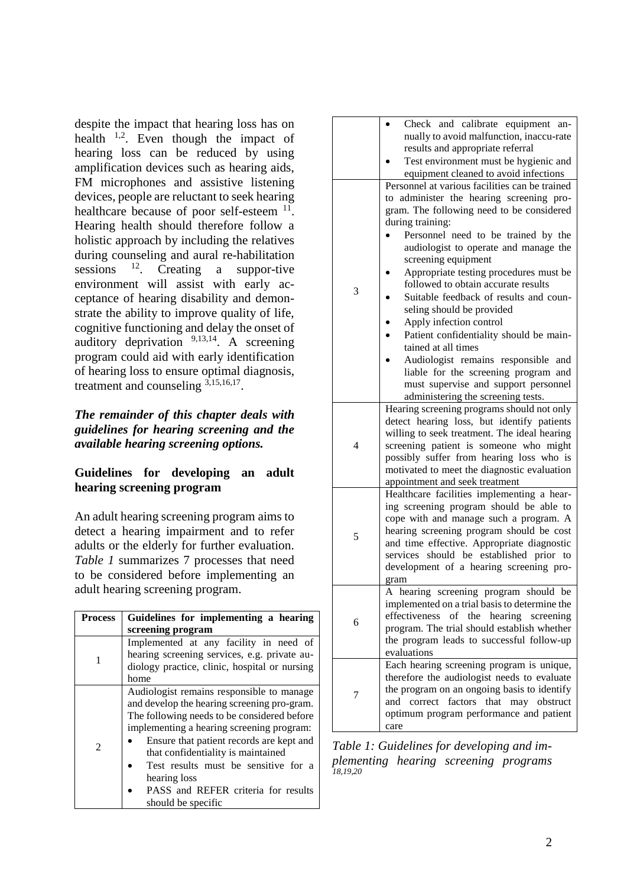despite the impact that hearing loss has on health [1,2]. Even though the impact of hearing loss can be reduced by using amplification devices such as hearing aids, FM microphones and assistive listening devices, people are reluctant to seek hearing healthcare because of poor self-esteem [11]. Hearing health should therefore follow a holistic approach by including the relatives during counseling and aural re-habilitation sessions [12]. Creating a suppor-tive environment will assist with early ac-ceptance of hearing disability and demon-strate the ability to improve quality of life, cognitive functioning and delay the onset of auditory deprivation [9,13,14]. A screening program could aid with early identification of hearing loss to ensure optimal diagnosis, treatment and counseling [3,15,16,17].

***The remainder of this chapter deals with guidelines for hearing screening and the available hearing screening options.***

## Guidelines for developing an adult hearing screening program

An adult hearing screening program aims to detect a hearing impairment and to refer adults or the elderly for further evaluation. *Table 1* summarizes 7 processes that need to be considered before implementing an adult hearing screening program.

| Process | Guidelines for implementing a hearing screening program |
|---|---|
| 1 | Implemented at any facility in need of hearing screening services, e.g. private au-diology practice, clinic, hospital or nursing home |
| 2 | Audiologist remains responsible to manage and develop the hearing screening pro-gram. The following needs to be considered before implementing a hearing screening program: • Ensure that patient records are kept and that confidentiality is maintained • Test results must be sensitive for a hearing loss • PASS and REFER criteria for results should be specific • Check and calibrate equipment an-nually to avoid malfunction, inaccu-rate results and appropriate referral • Test environment must be hygienic and equipment cleaned to avoid infections |
| 3 | Personnel at various facilities can be trained to administer the hearing screening pro-gram. The following need to be considered during training: • Personnel need to be trained by the audiologist to operate and manage the screening equipment • Appropriate testing procedures must be followed to obtain accurate results • Suitable feedback of results and coun-seling should be provided • Apply infection control • Patient confidentiality should be main-tained at all times • Audiologist remains responsible and liable for the screening program and must supervise and support personnel administering the screening tests. |
| 4 | Hearing screening programs should not only detect hearing loss, but identify patients willing to seek treatment. The ideal hearing screening patient is someone who might possibly suffer from hearing loss who is motivated to meet the diagnostic evaluation appointment and seek treatment |
| 5 | Healthcare facilities implementing a hear-ing screening program should be able to cope with and manage such a program. A hearing screening program should be cost and time effective. Appropriate diagnostic services should be established prior to development of a hearing screening pro-gram |
| 6 | A hearing screening program should be implemented on a trial basis to determine the effectiveness of the hearing screening program. The trial should establish whether the program leads to successful follow-up evaluations |
| 7 | Each hearing screening program is unique, therefore the audiologist needs to evaluate the program on an ongoing basis to identify and correct factors that may obstruct optimum program performance and patient care |

*Table 1: Guidelines for developing and im-plementing hearing screening programs* [18,19,20]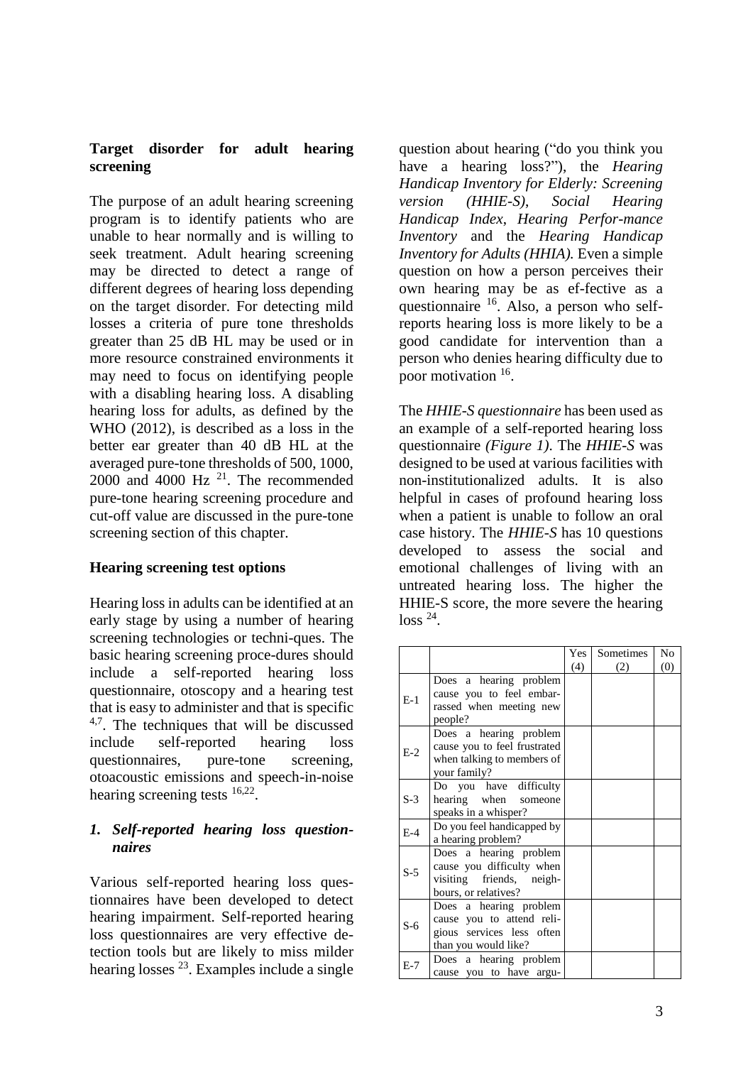**Target disorder for adult hearing screening**

The purpose of an adult hearing screening program is to identify patients who are unable to hear normally and is willing to seek treatment. Adult hearing screening may be directed to detect a range of different degrees of hearing loss depending on the target disorder. For detecting mild losses a criteria of pure tone thresholds greater than 25 dB HL may be used or in more resource constrained environments it may need to focus on identifying people with a disabling hearing loss. A disabling hearing loss for adults, as defined by the WHO (2012), is described as a loss in the better ear greater than 40 dB HL at the averaged pure-tone thresholds of 500, 1000, 2000 and 4000 Hz [21]. The recommended pure-tone hearing screening procedure and cut-off value are discussed in the pure-tone screening section of this chapter.

**Hearing screening test options**

Hearing loss in adults can be identified at an early stage by using a number of hearing screening technologies or techni-ques. The basic hearing screening proce-dures should include a self-reported hearing loss questionnaire, otoscopy and a hearing test that is easy to administer and that is specific [4,7]. The techniques that will be discussed include self-reported hearing loss questionnaires, pure-tone screening, otoacoustic emissions and speech-in-noise hearing screening tests [16,22].

***1. Self-reported hearing loss question-naires***

Various self-reported hearing loss ques-tionnaires have been developed to detect hearing impairment. Self-reported hearing loss questionnaires are very effective de-tection tools but are likely to miss milder hearing losses [23]. Examples include a single question about hearing ("do you think you have a hearing loss?"), the *Hearing Handicap Inventory for Elderly: Screening version (HHIE-S), Social Hearing Handicap Index, Hearing Perfor-mance Inventory* and the *Hearing Handicap Inventory for Adults (HHIA).* Even a simple question on how a person perceives their own hearing may be as ef-fective as a questionnaire [16]. Also, a person who self-reports hearing loss is more likely to be a good candidate for intervention than a person who denies hearing difficulty due to poor motivation [16].

The *HHIE-S questionnaire* has been used as an example of a self-reported hearing loss questionnaire *(Figure 1)*. The *HHIE-S* was designed to be used at various facilities with non-institutionalized adults. It is also helpful in cases of profound hearing loss when a patient is unable to follow an oral case history. The *HHIE-S* has 10 questions developed to assess the social and emotional challenges of living with an untreated hearing loss. The higher the HHIE-S score, the more severe the hearing loss [24].

| | | Yes (4) | Sometimes (2) | No (0) |
|---|---|---|---|---|
| E-1 | Does a hearing problem cause you to feel embar-rassed when meeting new people? | | | |
| E-2 | Does a hearing problem cause you to feel frustrated when talking to members of your family? | | | |
| S-3 | Do you have difficulty hearing when someone speaks in a whisper? | | | |
| E-4 | Do you feel handicapped by a hearing problem? | | | |
| S-5 | Does a hearing problem cause you difficulty when visiting friends, neigh-bours, or relatives? | | | |
| S-6 | Does a hearing problem cause you to attend reli-gious services less often than you would like? | | | |
| E-7 | Does a hearing problem cause you to have argu- | | | |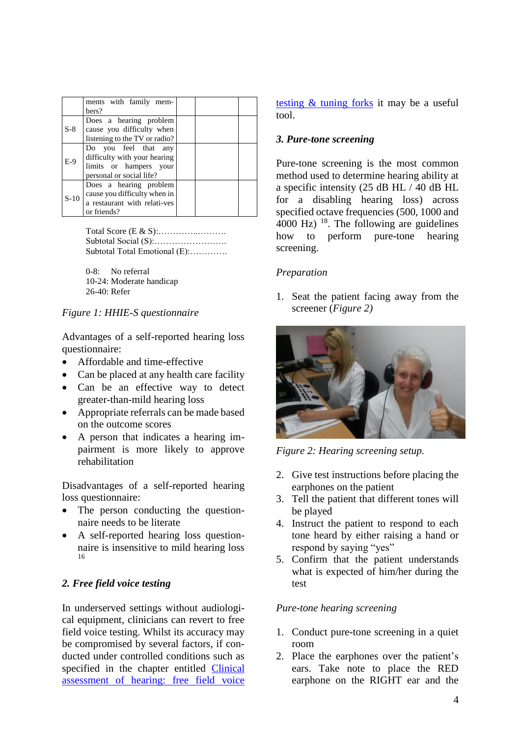| | ments with family members? | | | |
|---|---|---|---|---|
| S-8 | Does a hearing problem cause you difficulty when listening to the TV or radio? | | | |
| E-9 | Do you feel that any difficulty with your hearing limits or hampers your personal or social life? | | | |
| S-10 | Does a hearing problem cause you difficulty when in a restaurant with relatives or friends? | | | |

Total Score (E & S):…………..……….
Subtotal Social (S):…………………….
Subtotal Total Emotional (E):………….

0-8: No referral
10-24: Moderate handicap
26-40: Refer

*Figure 1: HHIE-S questionnaire*

Advantages of a self-reported hearing loss questionnaire:

- Affordable and time-effective
- Can be placed at any health care facility
- Can be an effective way to detect greater-than-mild hearing loss
- Appropriate referrals can be made based on the outcome scores
- A person that indicates a hearing impairment is more likely to approve rehabilitation

Disadvantages of a self-reported hearing loss questionnaire:

- The person conducting the questionnaire needs to be literate
- A self-reported hearing loss questionnaire is insensitive to mild hearing loss [16]

### *2. Free field voice testing*

In underserved settings without audiological equipment, clinicians can revert to free field voice testing. Whilst its accuracy may be compromised by several factors, if conducted under controlled conditions such as specified in the chapter entitled Clinical assessment of hearing: free field voice testing & tuning forks it may be a useful tool.

### *3. Pure-tone screening*

Pure-tone screening is the most common method used to determine hearing ability at a specific intensity (25 dB HL / 40 dB HL for a disabling hearing loss) across specified octave frequencies (500, 1000 and 4000 Hz) [18]. The following are guidelines how to perform pure-tone hearing screening.

*Preparation*

1. Seat the patient facing away from the screener (*Figure 2)*

*Figure 2: Hearing screening setup.*

2. Give test instructions before placing the earphones on the patient
3. Tell the patient that different tones will be played
4. Instruct the patient to respond to each tone heard by either raising a hand or respond by saying "yes"
5. Confirm that the patient understands what is expected of him/her during the test

*Pure-tone hearing screening*

1. Conduct pure-tone screening in a quiet room
2. Place the earphones over the patient's ears. Take note to place the RED earphone on the RIGHT ear and the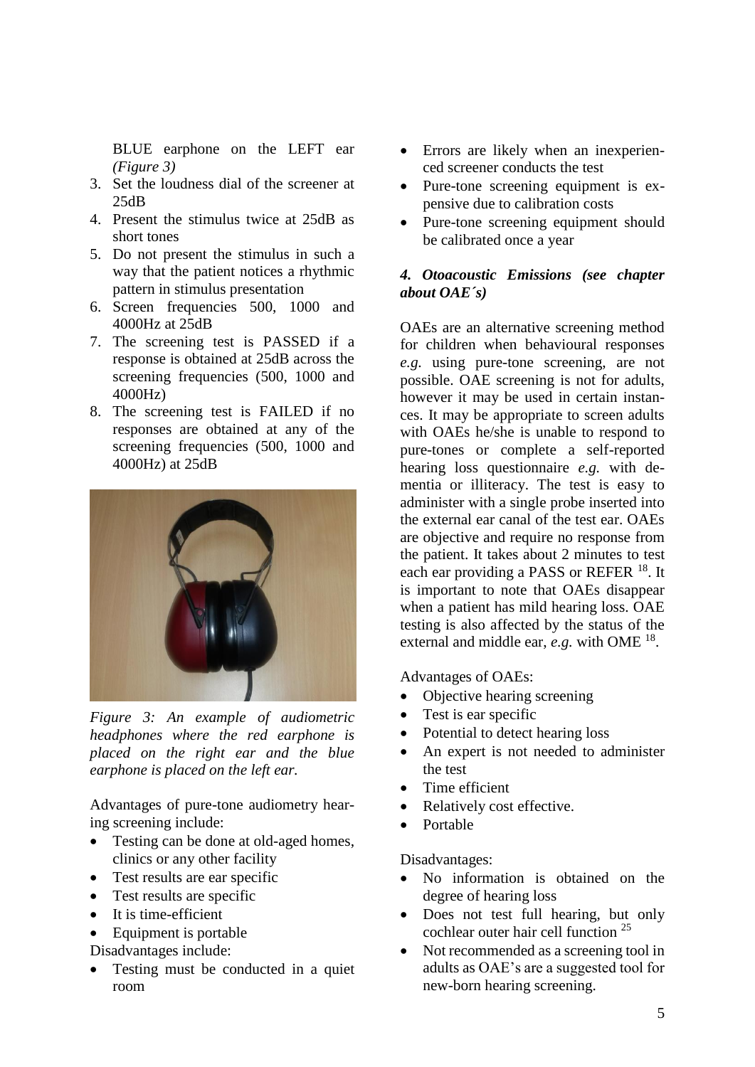BLUE earphone on the LEFT ear *(Figure 3)*

3. Set the loudness dial of the screener at 25dB
4. Present the stimulus twice at 25dB as short tones
5. Do not present the stimulus in such a way that the patient notices a rhythmic pattern in stimulus presentation
6. Screen frequencies 500, 1000 and 4000Hz at 25dB
7. The screening test is PASSED if a response is obtained at 25dB across the screening frequencies (500, 1000 and 4000Hz)
8. The screening test is FAILED if no responses are obtained at any of the screening frequencies (500, 1000 and 4000Hz) at 25dB

*Figure 3: An example of audiometric headphones where the red earphone is placed on the right ear and the blue earphone is placed on the left ear.*

Advantages of pure-tone audiometry hearing screening include:

- Testing can be done at old-aged homes, clinics or any other facility
- Test results are ear specific
- Test results are specific
- It is time-efficient
- Equipment is portable

Disadvantages include:

- Testing must be conducted in a quiet room
- Errors are likely when an inexperienced screener conducts the test
- Pure-tone screening equipment is expensive due to calibration costs
- Pure-tone screening equipment should be calibrated once a year

### *4. Otoacoustic Emissions (see chapter about OAE´s)*

OAEs are an alternative screening method for children when behavioural responses *e.g.* using pure-tone screening, are not possible. OAE screening is not for adults, however it may be used in certain instances. It may be appropriate to screen adults with OAEs he/she is unable to respond to pure-tones or complete a self-reported hearing loss questionnaire *e.g.* with dementia or illiteracy. The test is easy to administer with a single probe inserted into the external ear canal of the test ear. OAEs are objective and require no response from the patient. It takes about 2 minutes to test each ear providing a PASS or REFER [18]. It is important to note that OAEs disappear when a patient has mild hearing loss. OAE testing is also affected by the status of the external and middle ear, *e.g.* with OME [18].

Advantages of OAEs:

- Objective hearing screening
- Test is ear specific
- Potential to detect hearing loss
- An expert is not needed to administer the test
- Time efficient
- Relatively cost effective.
- Portable

Disadvantages:

- No information is obtained on the degree of hearing loss
- Does not test full hearing, but only cochlear outer hair cell function [25]
- Not recommended as a screening tool in adults as OAE's are a suggested tool for new-born hearing screening.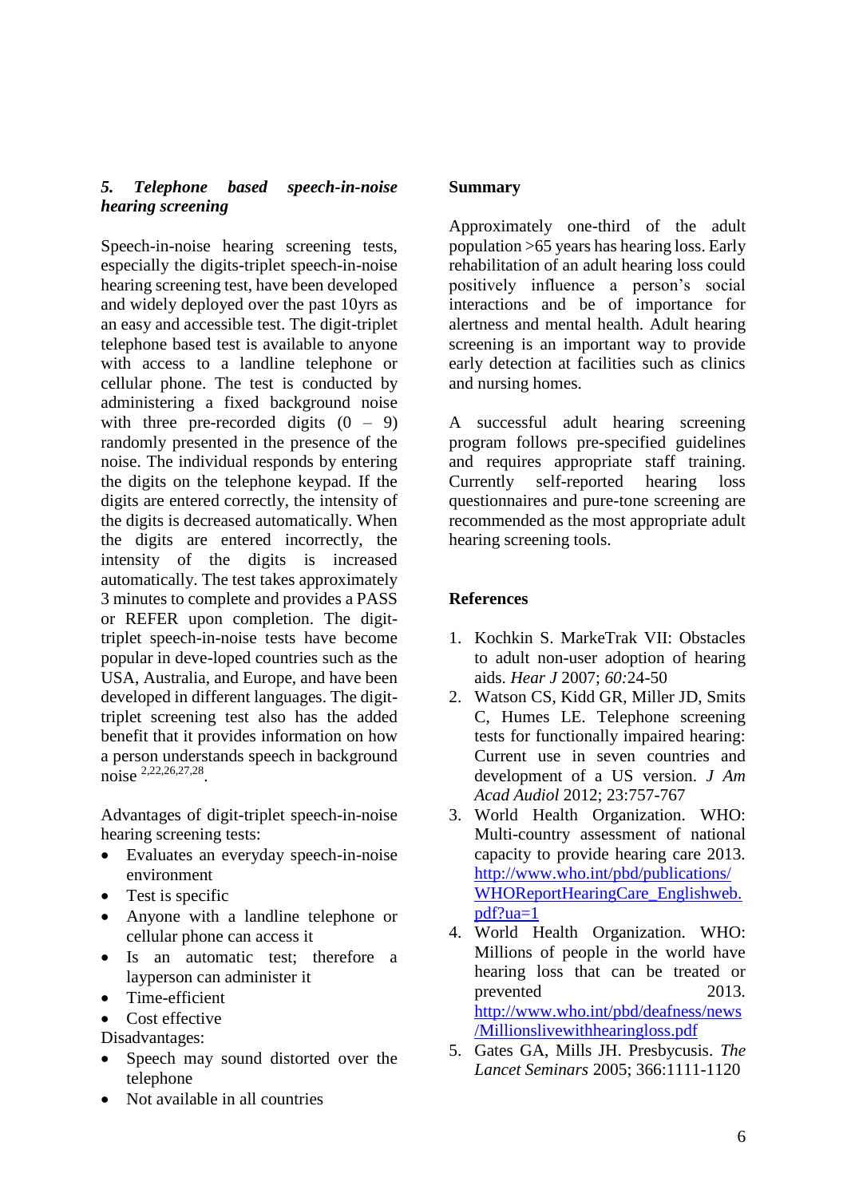### *5. Telephone based speech-in-noise hearing screening*

Speech-in-noise hearing screening tests, especially the digits-triplet speech-in-noise hearing screening test, have been developed and widely deployed over the past 10yrs as an easy and accessible test. The digit-triplet telephone based test is available to anyone with access to a landline telephone or cellular phone. The test is conducted by administering a fixed background noise with three pre-recorded digits (0 – 9) randomly presented in the presence of the noise. The individual responds by entering the digits on the telephone keypad. If the digits are entered correctly, the intensity of the digits is decreased automatically. When the digits are entered incorrectly, the intensity of the digits is increased automatically. The test takes approximately 3 minutes to complete and provides a PASS or REFER upon completion. The digit-triplet speech-in-noise tests have become popular in deve-loped countries such as the USA, Australia, and Europe, and have been developed in different languages. The digit-triplet screening test also has the added benefit that it provides information on how a person understands speech in background noise [2,22,26,27,28].

Advantages of digit-triplet speech-in-noise hearing screening tests:

- Evaluates an everyday speech-in-noise environment
- Test is specific
- Anyone with a landline telephone or cellular phone can access it
- Is an automatic test; therefore a layperson can administer it
- Time-efficient
- Cost effective

Disadvantages:

- Speech may sound distorted over the telephone
- Not available in all countries

## Summary

Approximately one-third of the adult population >65 years has hearing loss. Early rehabilitation of an adult hearing loss could positively influence a person's social interactions and be of importance for alertness and mental health. Adult hearing screening is an important way to provide early detection at facilities such as clinics and nursing homes.

A successful adult hearing screening program follows pre-specified guidelines and requires appropriate staff training. Currently self-reported hearing loss questionnaires and pure-tone screening are recommended as the most appropriate adult hearing screening tools.

## References

1. Kochkin S. MarkeTrak VII: Obstacles to adult non-user adoption of hearing aids. *Hear J* 2007; *60:*24-50
2. Watson CS, Kidd GR, Miller JD, Smits C, Humes LE. Telephone screening tests for functionally impaired hearing: Current use in seven countries and development of a US version. *J Am Acad Audiol* 2012; 23:757-767
3. World Health Organization. WHO: Multi-country assessment of national capacity to provide hearing care 2013. http://www.who.int/pbd/publications/WHOReportHearingCare_Englishweb.pdf?ua=1
4. World Health Organization. WHO: Millions of people in the world have hearing loss that can be treated or prevented 2013. http://www.who.int/pbd/deafness/news/Millionslivewithhearingloss.pdf
5. Gates GA, Mills JH. Presbycusis. *The Lancet Seminars* 2005; 366:1111-1120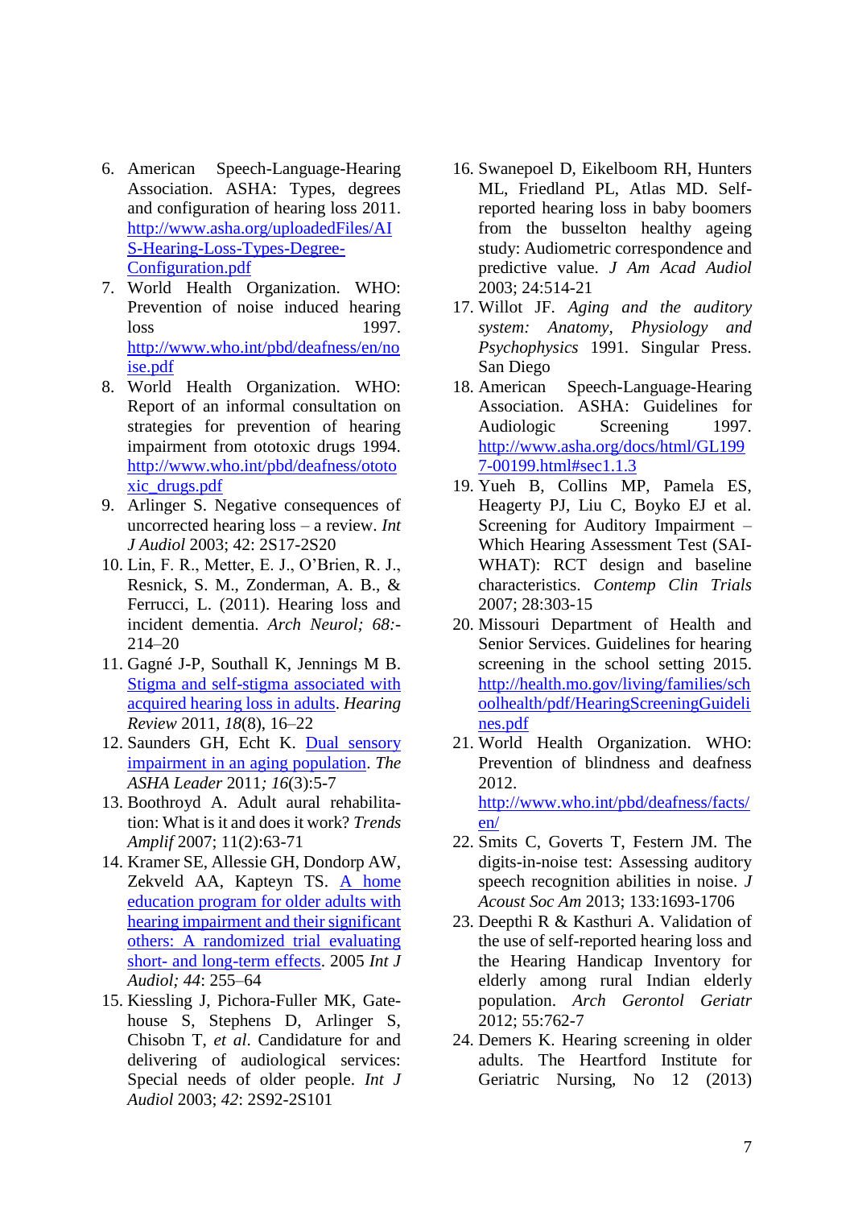6. American Speech-Language-Hearing Association. ASHA: Types, degrees and configuration of hearing loss 2011. http://www.asha.org/uploadedFiles/AIS-Hearing-Loss-Types-Degree-Configuration.pdf
7. World Health Organization. WHO: Prevention of noise induced hearing loss 1997. http://www.who.int/pbd/deafness/en/noise.pdf
8. World Health Organization. WHO: Report of an informal consultation on strategies for prevention of hearing impairment from ototoxic drugs 1994. http://www.who.int/pbd/deafness/ototoxic_drugs.pdf
9. Arlinger S. Negative consequences of uncorrected hearing loss – a review. *Int J Audiol* 2003; 42: 2S17-2S20
10. Lin, F. R., Metter, E. J., O'Brien, R. J., Resnick, S. M., Zonderman, A. B., & Ferrucci, L. (2011). Hearing loss and incident dementia. *Arch Neurol; 68:-* 214–20
11. Gagné J-P, Southall K, Jennings M B. Stigma and self-stigma associated with acquired hearing loss in adults. *Hearing Review* 2011, *18*(8), 16–22
12. Saunders GH, Echt K. Dual sensory impairment in an aging population. *The ASHA Leader* 2011*; 16*(3):5-7
13. Boothroyd A. Adult aural rehabilitation: What is it and does it work? *Trends Amplif* 2007; 11(2):63-71
14. Kramer SE, Allessie GH, Dondorp AW, Zekveld AA, Kapteyn TS. A home education program for older adults with hearing impairment and their significant others: A randomized trial evaluating short- and long-term effects. 2005 *Int J Audiol; 44*: 255–64
15. Kiessling J, Pichora-Fuller MK, Gatehouse S, Stephens D, Arlinger S, Chisobn T, *et al*. Candidature for and delivering of audiological services: Special needs of older people. *Int J Audiol* 2003; *42*: 2S92-2S101
16. Swanepoel D, Eikelboom RH, Hunters ML, Friedland PL, Atlas MD. Self-reported hearing loss in baby boomers from the busselton healthy ageing study: Audiometric correspondence and predictive value. *J Am Acad Audiol* 2003; 24:514-21
17. Willot JF. *Aging and the auditory system: Anatomy, Physiology and Psychophysics* 1991. Singular Press. San Diego
18. American Speech-Language-Hearing Association. ASHA: Guidelines for Audiologic Screening 1997. http://www.asha.org/docs/html/GL1997-00199.html#sec1.1.3
19. Yueh B, Collins MP, Pamela ES, Heagerty PJ, Liu C, Boyko EJ et al. Screening for Auditory Impairment – Which Hearing Assessment Test (SAI-WHAT): RCT design and baseline characteristics. *Contemp Clin Trials* 2007; 28:303-15
20. Missouri Department of Health and Senior Services. Guidelines for hearing screening in the school setting 2015. http://health.mo.gov/living/families/schoolhealth/pdf/HearingScreeningGuidelines.pdf
21. World Health Organization. WHO: Prevention of blindness and deafness 2012. http://www.who.int/pbd/deafness/facts/en/
22. Smits C, Goverts T, Festern JM. The digits-in-noise test: Assessing auditory speech recognition abilities in noise. *J Acoust Soc Am* 2013; 133:1693-1706
23. Deepthi R & Kasthuri A. Validation of the use of self-reported hearing loss and the Hearing Handicap Inventory for elderly among rural Indian elderly population. *Arch Gerontol Geriatr* 2012; 55:762-7
24. Demers K. Hearing screening in older adults. The Heartford Institute for Geriatric Nursing, No 12 (2013)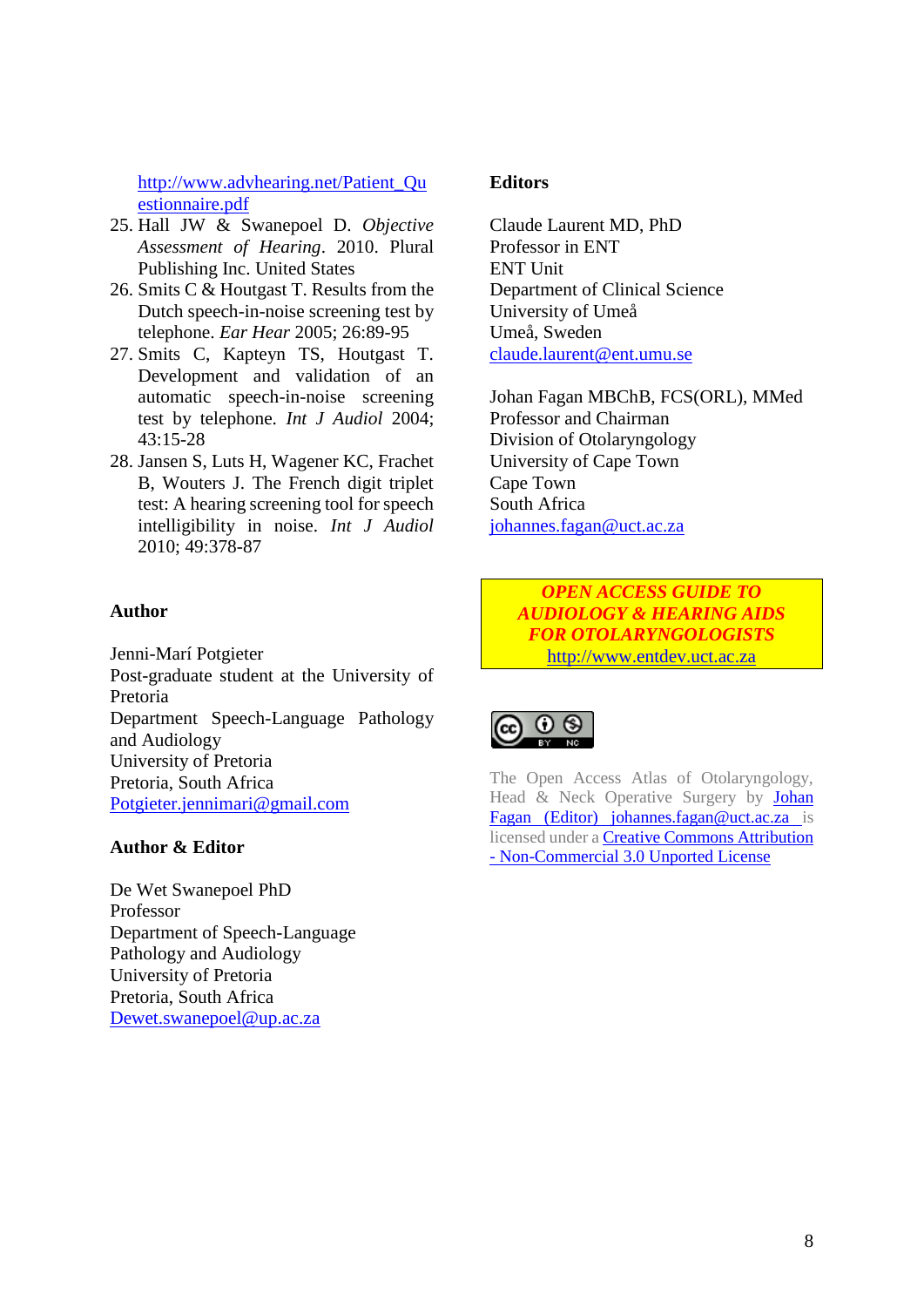http://www.advhearing.net/Patient_Questionnaire.pdf

25. Hall JW & Swanepoel D. *Objective Assessment of Hearing*. 2010. Plural Publishing Inc. United States
26. Smits C & Houtgast T. Results from the Dutch speech-in-noise screening test by telephone. *Ear Hear* 2005; 26:89-95
27. Smits C, Kapteyn TS, Houtgast T. Development and validation of an automatic speech-in-noise screening test by telephone. *Int J Audiol* 2004; 43:15-28
28. Jansen S, Luts H, Wagener KC, Frachet B, Wouters J. The French digit triplet test: A hearing screening tool for speech intelligibility in noise. *Int J Audiol* 2010; 49:378-87

**Author**

Jenni-Marí Potgieter
Post-graduate student at the University of Pretoria
Department Speech-Language Pathology and Audiology
University of Pretoria
Pretoria, South Africa
Potgieter.jennimari@gmail.com

**Author & Editor**

De Wet Swanepoel PhD
Professor
Department of Speech-Language Pathology and Audiology
University of Pretoria
Pretoria, South Africa
Dewet.swanepoel@up.ac.za

**Editors**

Claude Laurent MD, PhD
Professor in ENT
ENT Unit
Department of Clinical Science
University of Umeå
Umeå, Sweden
claude.laurent@ent.umu.se

Johan Fagan MBChB, FCS(ORL), MMed
Professor and Chairman
Division of Otolaryngology
University of Cape Town
Cape Town
South Africa
johannes.fagan@uct.ac.za

***OPEN ACCESS GUIDE TO AUDIOLOGY & HEARING AIDS FOR OTOLARYNGOLOGISTS***
http://www.entdev.uct.ac.za

The Open Access Atlas of Otolaryngology, Head & Neck Operative Surgery by Johan Fagan (Editor) johannes.fagan@uct.ac.za is licensed under a Creative Commons Attribution - Non-Commercial 3.0 Unported License